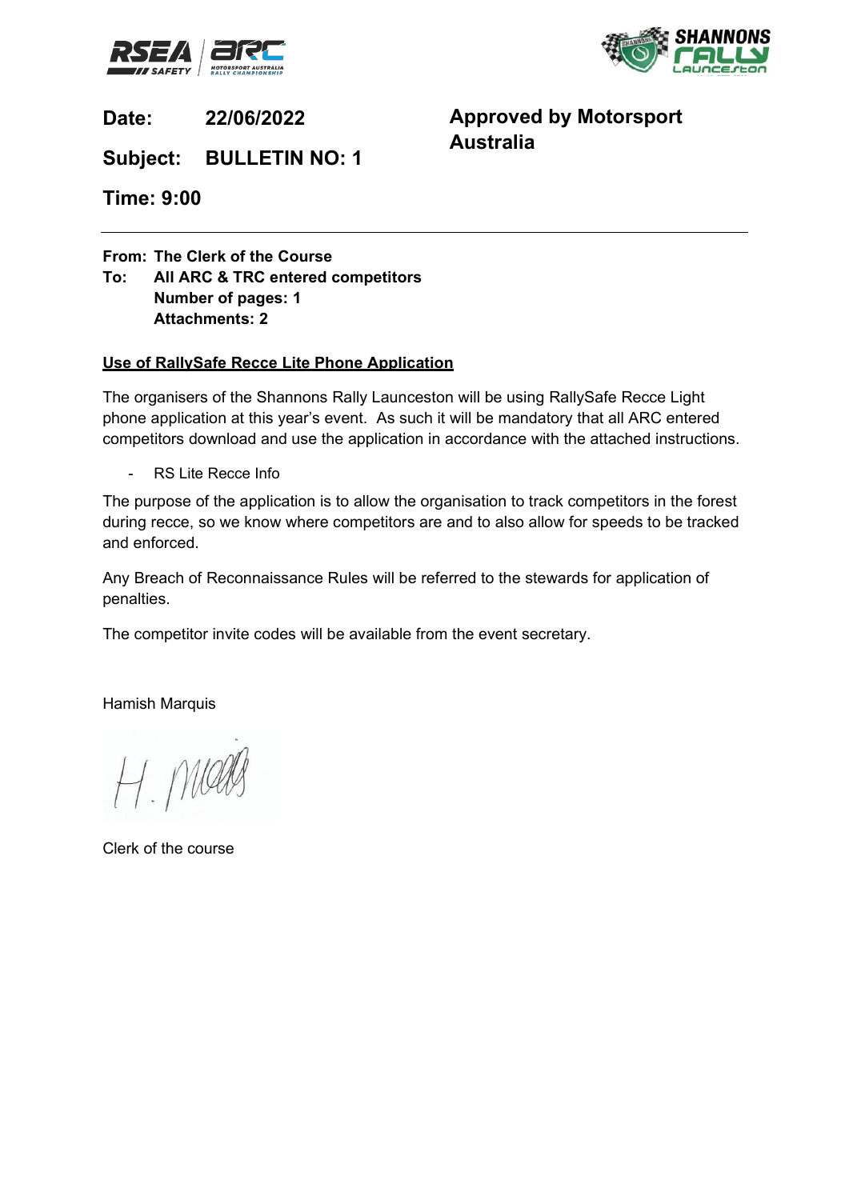**Date:** **22/06/2022**

**Subject:** **BULLETIN NO: 1**

**Time: 9:00**

**Approved by Motorsport Australia**

---

**From: The Clerk of the Course**
**To: All ARC & TRC entered competitors**
**Number of pages: 1**
**Attachments: 2**

**<u>Use of RallySafe Recce Lite Phone Application</u>**

The organisers of the Shannons Rally Launceston will be using RallySafe Recce Light phone application at this year's event. As such it will be mandatory that all ARC entered competitors download and use the application in accordance with the attached instructions.

- RS Lite Recce Info

The purpose of the application is to allow the organisation to track competitors in the forest during recce, so we know where competitors are and to also allow for speeds to be tracked and enforced.

Any Breach of Reconnaissance Rules will be referred to the stewards for application of penalties.

The competitor invite codes will be available from the event secretary.

Hamish Marquis

H. Marquis

Clerk of the course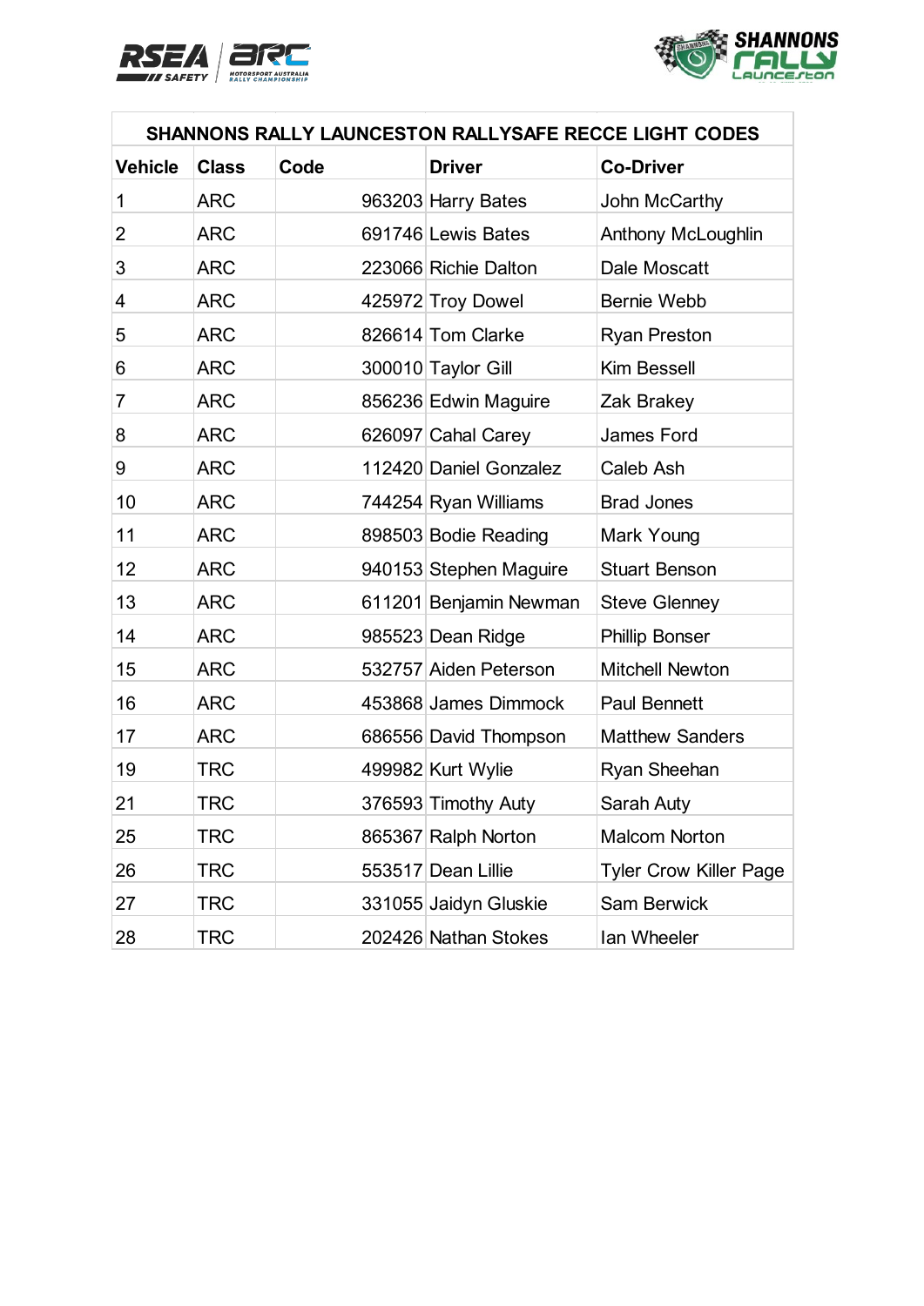| SHANNONS RALLY LAUNCESTON RALLYSAFE RECCE LIGHT CODES | | | | |
|---|---|---|---|---|
| **Vehicle** | **Class** | **Code** | **Driver** | **Co-Driver** |
| 1 | ARC | 963203 | Harry Bates | John McCarthy |
| 2 | ARC | 691746 | Lewis Bates | Anthony McLoughlin |
| 3 | ARC | 223066 | Richie Dalton | Dale Moscatt |
| 4 | ARC | 425972 | Troy Dowel | Bernie Webb |
| 5 | ARC | 826614 | Tom Clarke | Ryan Preston |
| 6 | ARC | 300010 | Taylor Gill | Kim Bessell |
| 7 | ARC | 856236 | Edwin Maguire | Zak Brakey |
| 8 | ARC | 626097 | Cahal Carey | James Ford |
| 9 | ARC | 112420 | Daniel Gonzalez | Caleb Ash |
| 10 | ARC | 744254 | Ryan Williams | Brad Jones |
| 11 | ARC | 898503 | Bodie Reading | Mark Young |
| 12 | ARC | 940153 | Stephen Maguire | Stuart Benson |
| 13 | ARC | 611201 | Benjamin Newman | Steve Glenney |
| 14 | ARC | 985523 | Dean Ridge | Phillip Bonser |
| 15 | ARC | 532757 | Aiden Peterson | Mitchell Newton |
| 16 | ARC | 453868 | James Dimmock | Paul Bennett |
| 17 | ARC | 686556 | David Thompson | Matthew Sanders |
| 19 | TRC | 499982 | Kurt Wylie | Ryan Sheehan |
| 21 | TRC | 376593 | Timothy Auty | Sarah Auty |
| 25 | TRC | 865367 | Ralph Norton | Malcom Norton |
| 26 | TRC | 553517 | Dean Lillie | Tyler Crow Killer Page |
| 27 | TRC | 331055 | Jaidyn Gluskie | Sam Berwick |
| 28 | TRC | 202426 | Nathan Stokes | Ian Wheeler |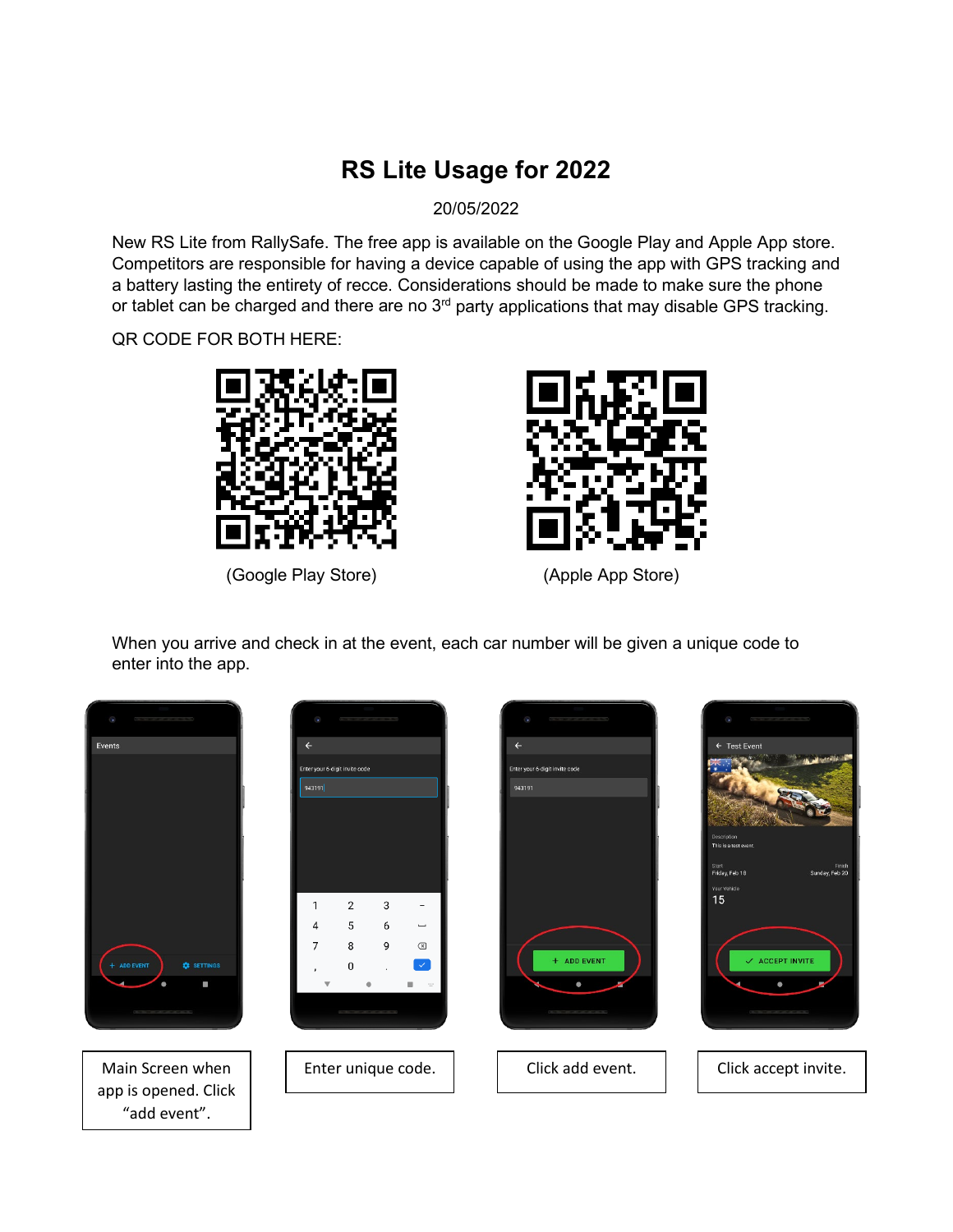# RS Lite Usage for 2022

20/05/2022

New RS Lite from RallySafe. The free app is available on the Google Play and Apple App store. Competitors are responsible for having a device capable of using the app with GPS tracking and a battery lasting the entirety of recce. Considerations should be made to make sure the phone or tablet can be charged and there are no 3rd party applications that may disable GPS tracking.

QR CODE FOR BOTH HERE:

(Google Play Store)

(Apple App Store)

When you arrive and check in at the event, each car number will be given a unique code to enter into the app.

| Main Screen when app is opened. Click "add event". | Enter unique code. | Click add event. | Click accept invite. |
|---|---|---|---|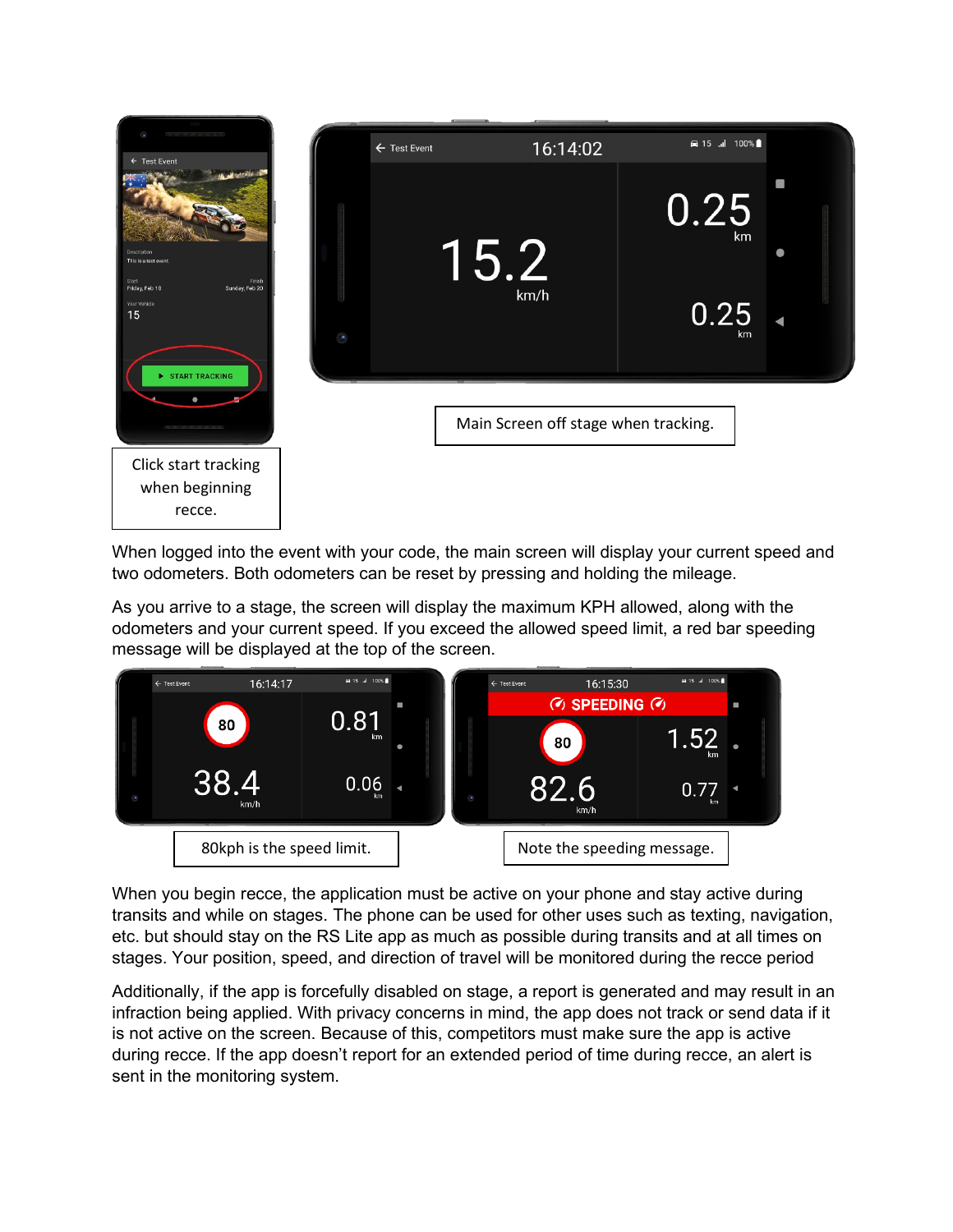Click start tracking when beginning recce.

Main Screen off stage when tracking.

When logged into the event with your code, the main screen will display your current speed and two odometers. Both odometers can be reset by pressing and holding the mileage.

As you arrive to a stage, the screen will display the maximum KPH allowed, along with the odometers and your current speed. If you exceed the allowed speed limit, a red bar speeding message will be displayed at the top of the screen.

80kph is the speed limit.

Note the speeding message.

When you begin recce, the application must be active on your phone and stay active during transits and while on stages. The phone can be used for other uses such as texting, navigation, etc. but should stay on the RS Lite app as much as possible during transits and at all times on stages. Your position, speed, and direction of travel will be monitored during the recce period

Additionally, if the app is forcefully disabled on stage, a report is generated and may result in an infraction being applied. With privacy concerns in mind, the app does not track or send data if it is not active on the screen. Because of this, competitors must make sure the app is active during recce. If the app doesn't report for an extended period of time during recce, an alert is sent in the monitoring system.